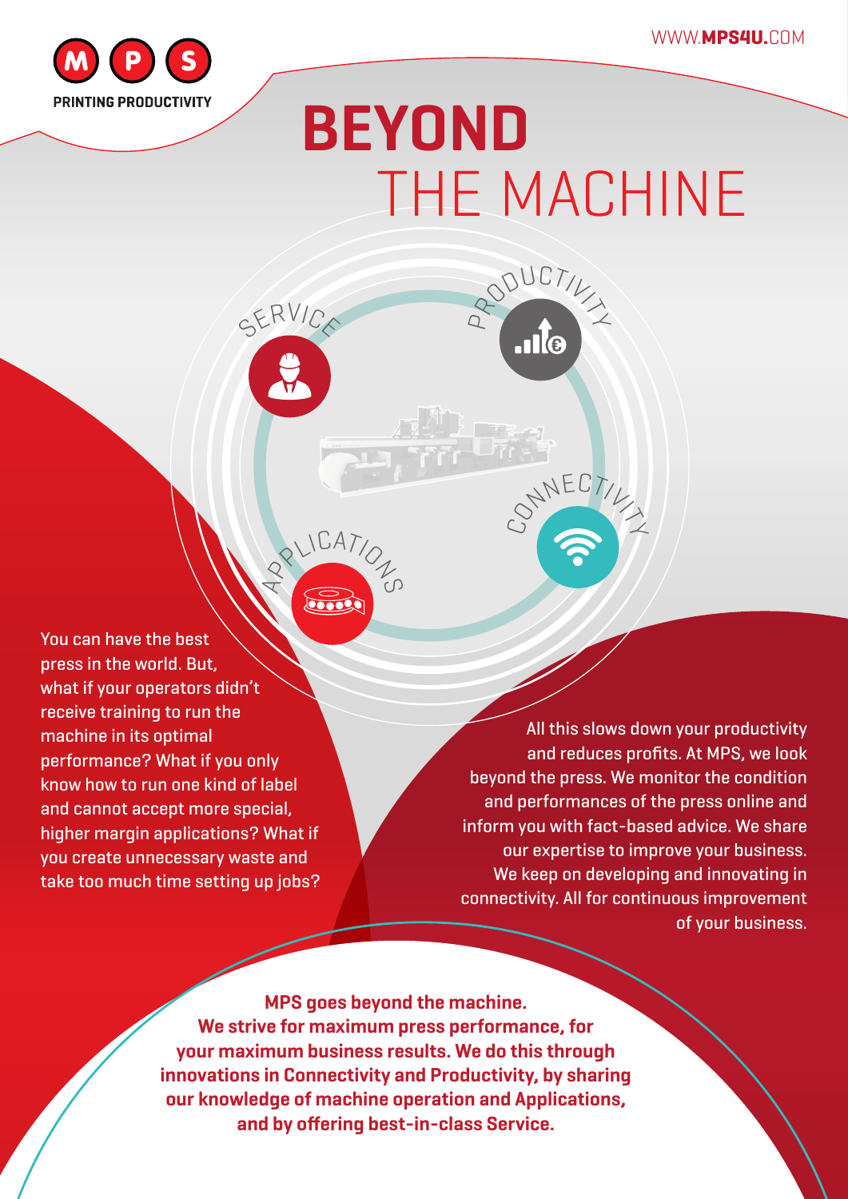WWW.**MPS4U**.COM

MPS PRINTING PRODUCTIVITY

# BEYOND THE MACHINE

SERVICE

PRODUCTIVITY

CONNECTIVITY

APPLICATIONS

You can have the best press in the world. But, what if your operators didn't receive training to run the machine in its optimal performance? What if you only know how to run one kind of label and cannot accept more special, higher margin applications? What if you create unnecessary waste and take too much time setting up jobs?

All this slows down your productivity and reduces profits. At MPS, we look beyond the press. We monitor the condition and performances of the press online and inform you with fact-based advice. We share our expertise to improve your business. We keep on developing and innovating in connectivity. All for continuous improvement of your business.

**MPS goes beyond the machine. We strive for maximum press performance, for your maximum business results. We do this through innovations in Connectivity and Productivity, by sharing our knowledge of machine operation and Applications, and by offering best-in-class Service.**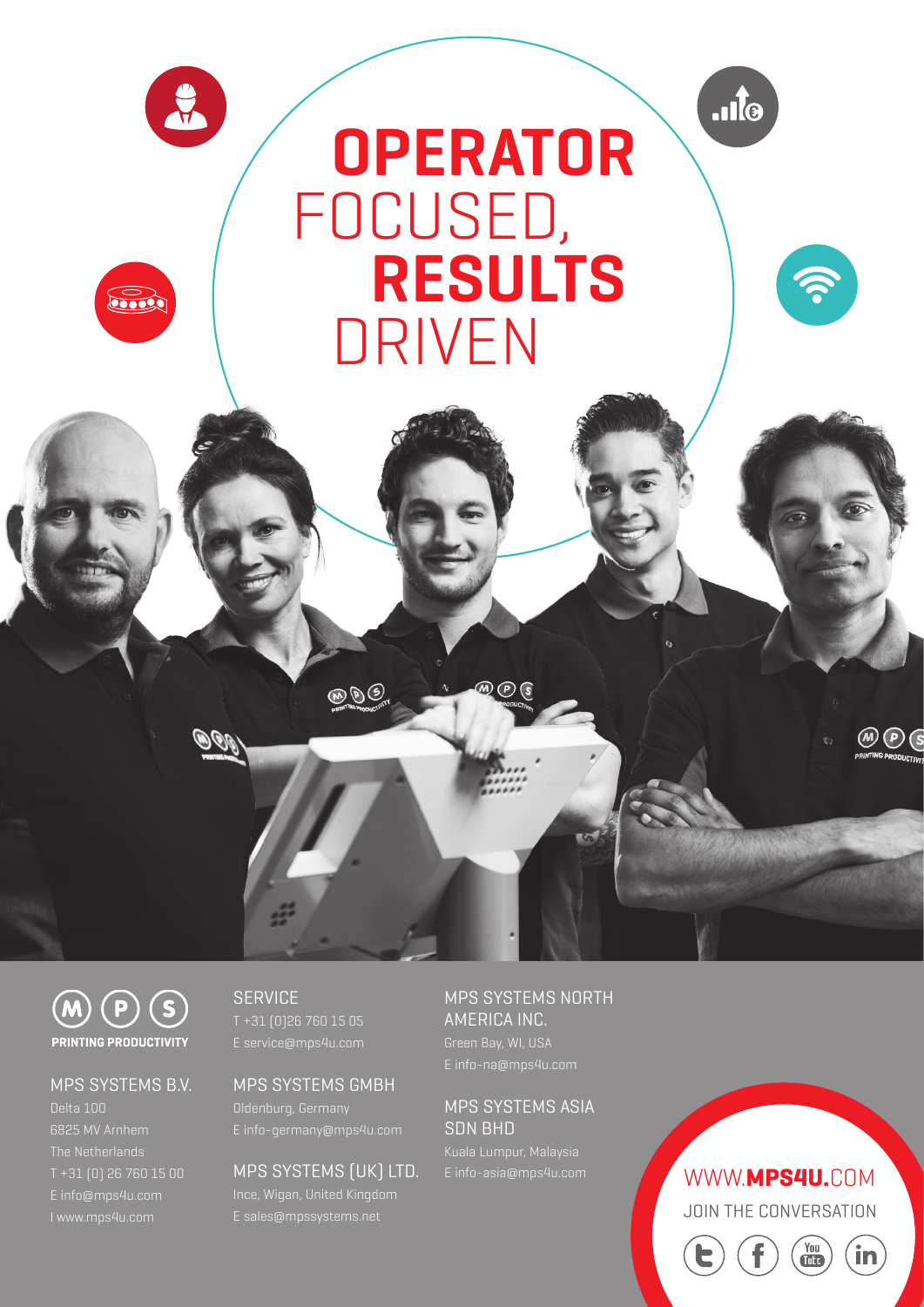# **OPERATOR** FOCUSED, **RESULTS** DRIVEN

**PRINTING PRODUCTIVITY**

MPS SYSTEMS B.V.
Delta 100
6825 MV Arnhem
The Netherlands
T +31 (0) 26 760 15 00
E info@mps4u.com
I www.mps4u.com

SERVICE
T +31 (0)26 760 15 05
E service@mps4u.com

MPS SYSTEMS GMBH
Oldenburg, Germany
E info-germany@mps4u.com

MPS SYSTEMS (UK) LTD.
Ince, Wigan, United Kingdom
E sales@mpssystems.net

MPS SYSTEMS NORTH AMERICA INC.
Green Bay, WI, USA
E info-na@mps4u.com

MPS SYSTEMS ASIA SDN BHD
Kuala Lumpur, Malaysia
E info-asia@mps4u.com

WWW.**MPS4U**.COM
JOIN THE CONVERSATION